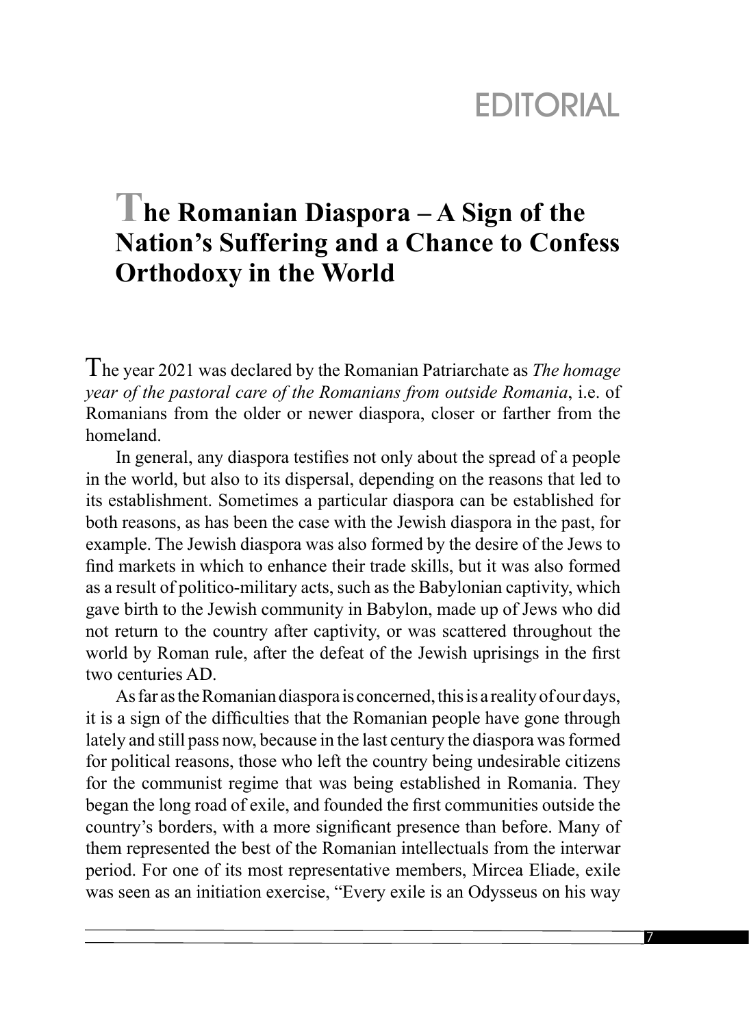# EDITORIAL

## The Romanian Diaspora – A Sign of the Nation's Suffering and a Chance to Confess Orthodoxy in the World

The year 2021 was declared by the Romanian Patriarchate as *The homage year of the pastoral care of the Romanians from outside Romania*, i.e. of Romanians from the older or newer diaspora, closer or farther from the homeland.

In general, any diaspora testifies not only about the spread of a people in the world, but also to its dispersal, depending on the reasons that led to its establishment. Sometimes a particular diaspora can be established for both reasons, as has been the case with the Jewish diaspora in the past, for example. The Jewish diaspora was also formed by the desire of the Jews to find markets in which to enhance their trade skills, but it was also formed as a result of politico-military acts, such as the Babylonian captivity, which gave birth to the Jewish community in Babylon, made up of Jews who did not return to the country after captivity, or was scattered throughout the world by Roman rule, after the defeat of the Jewish uprisings in the first two centuries AD.

As far as the Romanian diaspora is concerned, this is a reality of our days, it is a sign of the difficulties that the Romanian people have gone through lately and still pass now, because in the last century the diaspora was formed for political reasons, those who left the country being undesirable citizens for the communist regime that was being established in Romania. They began the long road of exile, and founded the first communities outside the country's borders, with a more significant presence than before. Many of them represented the best of the Romanian intellectuals from the interwar period. For one of its most representative members, Mircea Eliade, exile was seen as an initiation exercise, "Every exile is an Odysseus on his way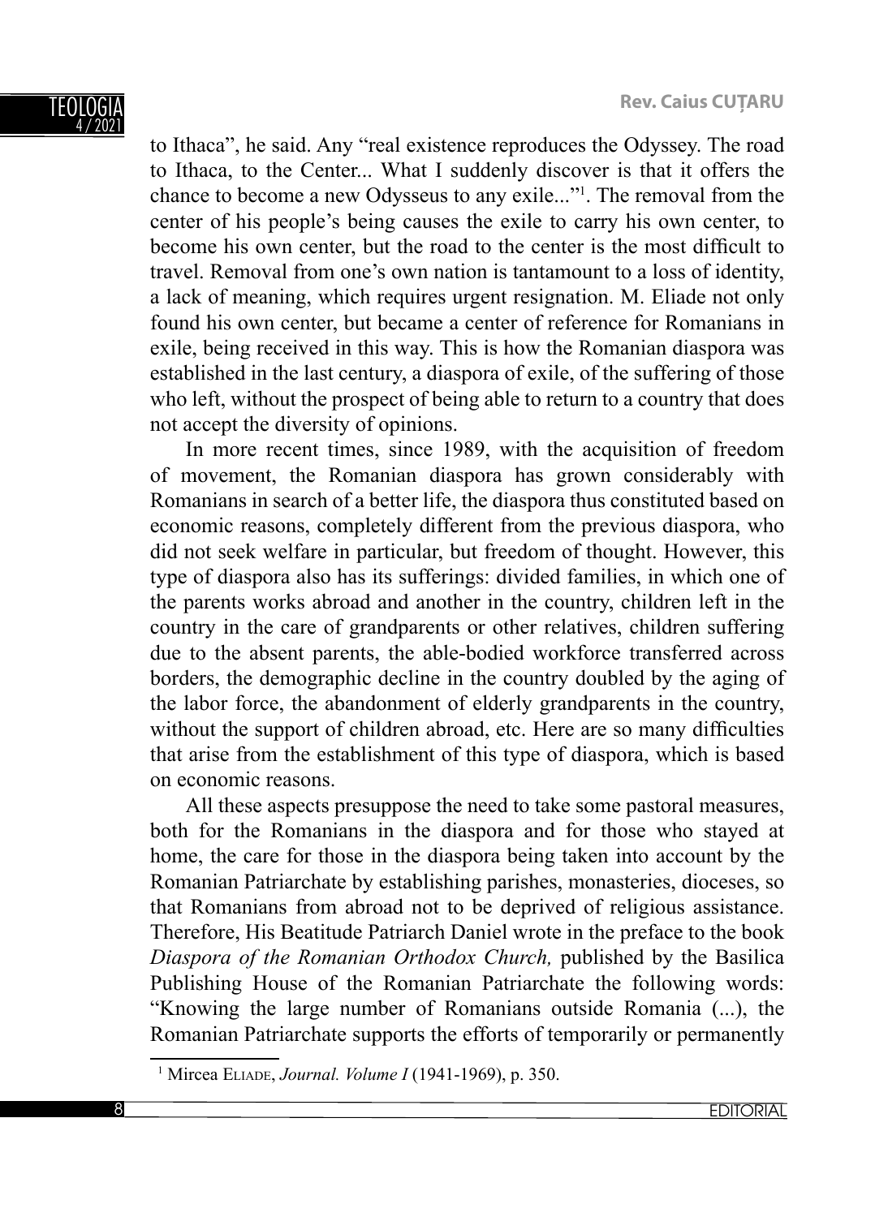to Ithaca", he said. Any "real existence reproduces the Odyssey. The road to Ithaca, to the Center... What I suddenly discover is that it offers the chance to become a new Odysseus to any exile..."[1]. The removal from the center of his people's being causes the exile to carry his own center, to become his own center, but the road to the center is the most difficult to travel. Removal from one's own nation is tantamount to a loss of identity, a lack of meaning, which requires urgent resignation. M. Eliade not only found his own center, but became a center of reference for Romanians in exile, being received in this way. This is how the Romanian diaspora was established in the last century, a diaspora of exile, of the suffering of those who left, without the prospect of being able to return to a country that does not accept the diversity of opinions.

In more recent times, since 1989, with the acquisition of freedom of movement, the Romanian diaspora has grown considerably with Romanians in search of a better life, the diaspora thus constituted based on economic reasons, completely different from the previous diaspora, who did not seek welfare in particular, but freedom of thought. However, this type of diaspora also has its sufferings: divided families, in which one of the parents works abroad and another in the country, children left in the country in the care of grandparents or other relatives, children suffering due to the absent parents, the able-bodied workforce transferred across borders, the demographic decline in the country doubled by the aging of the labor force, the abandonment of elderly grandparents in the country, without the support of children abroad, etc. Here are so many difficulties that arise from the establishment of this type of diaspora, which is based on economic reasons.

All these aspects presuppose the need to take some pastoral measures, both for the Romanians in the diaspora and for those who stayed at home, the care for those in the diaspora being taken into account by the Romanian Patriarchate by establishing parishes, monasteries, dioceses, so that Romanians from abroad not to be deprived of religious assistance. Therefore, His Beatitude Patriarch Daniel wrote in the preface to the book *Diaspora of the Romanian Orthodox Church,* published by the Basilica Publishing House of the Romanian Patriarchate the following words: "Knowing the large number of Romanians outside Romania (...), the Romanian Patriarchate supports the efforts of temporarily or permanently

[1] Mircea Eliade, *Journal. Volume I* (1941-1969), p. 350.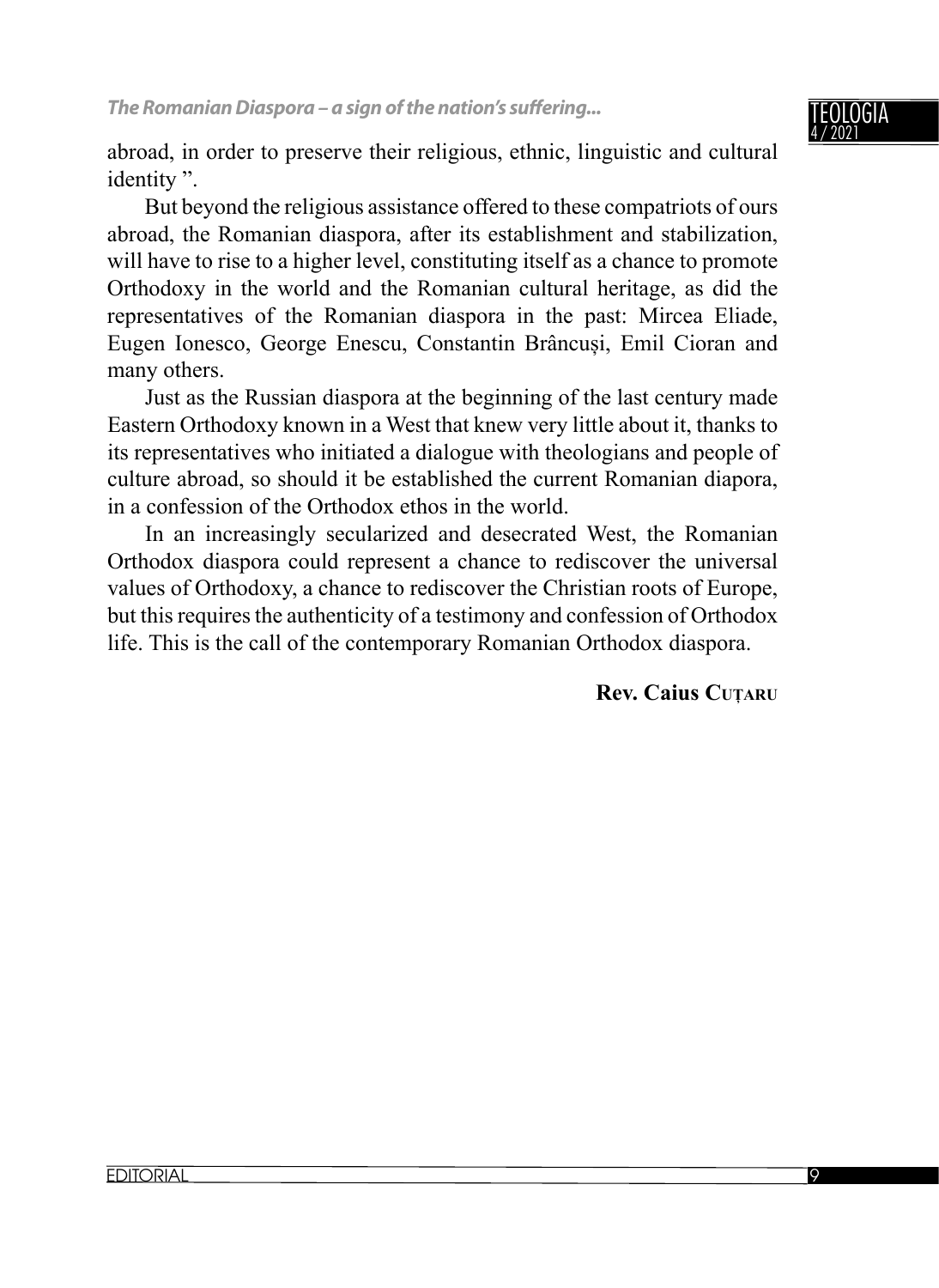abroad, in order to preserve their religious, ethnic, linguistic and cultural identity ".

But beyond the religious assistance offered to these compatriots of ours abroad, the Romanian diaspora, after its establishment and stabilization, will have to rise to a higher level, constituting itself as a chance to promote Orthodoxy in the world and the Romanian cultural heritage, as did the representatives of the Romanian diaspora in the past: Mircea Eliade, Eugen Ionesco, George Enescu, Constantin Brâncuși, Emil Cioran and many others.

Just as the Russian diaspora at the beginning of the last century made Eastern Orthodoxy known in a West that knew very little about it, thanks to its representatives who initiated a dialogue with theologians and people of culture abroad, so should it be established the current Romanian diapora, in a confession of the Orthodox ethos in the world.

In an increasingly secularized and desecrated West, the Romanian Orthodox diaspora could represent a chance to rediscover the universal values of Orthodoxy, a chance to rediscover the Christian roots of Europe, but this requires the authenticity of a testimony and confession of Orthodox life. This is the call of the contemporary Romanian Orthodox diaspora.

**Rev. Caius Cuțaru**